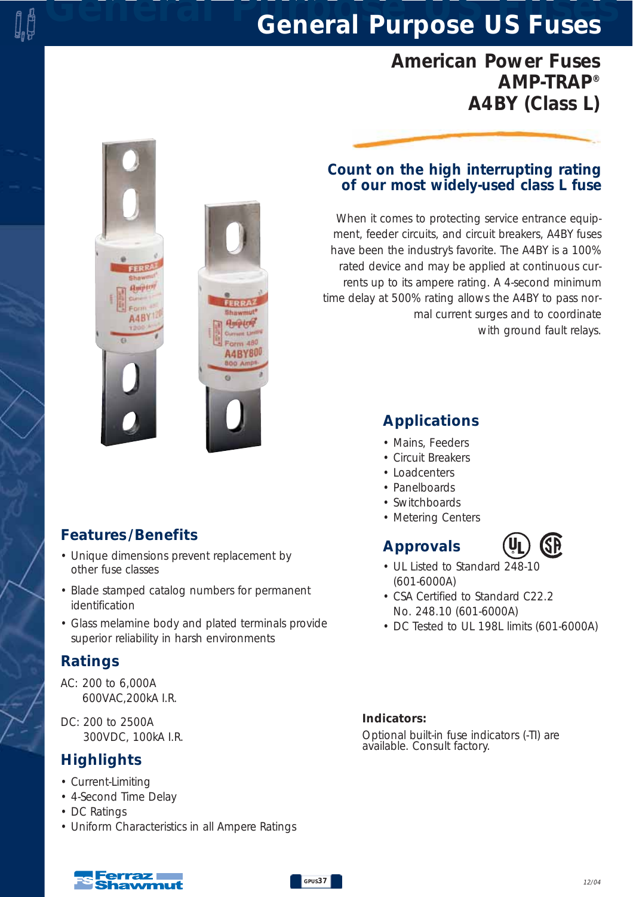# General Purpose US Fuses

## American Power Fuses
## AMP-TRAP®
## A4BY (Class L)

### Count on the high interrupting rating of our most widely-used class L fuse

When it comes to protecting service entrance equipment, feeder circuits, and circuit breakers, A4BY fuses have been the industry's favorite. The A4BY is a 100% rated device and may be applied at continuous currents up to its ampere rating. A 4-second minimum time delay at 500% rating allows the A4BY to pass normal current surges and to coordinate with ground fault relays.

### Applications

- Mains, Feeders
- Circuit Breakers
- Loadcenters
- Panelboards
- Switchboards
- Metering Centers

### Approvals

- UL Listed to Standard 248-10 (601-6000A)
- CSA Certified to Standard C22.2 No. 248.10 (601-6000A)
- DC Tested to UL 198L limits (601-6000A)

### Features/Benefits

- Unique dimensions prevent replacement by other fuse classes
- Blade stamped catalog numbers for permanent identification
- Glass melamine body and plated terminals provide superior reliability in harsh environments

### Ratings

AC: 200 to 6,000A
600VAC,200kA I.R.

DC: 200 to 2500A
300VDC, 100kA I.R.

### Highlights

- Current-Limiting
- 4-Second Time Delay
- DC Ratings
- Uniform Characteristics in all Ampere Ratings

**Indicators:**

Optional built-in fuse indicators (-TI) are available. Consult factory.

12/04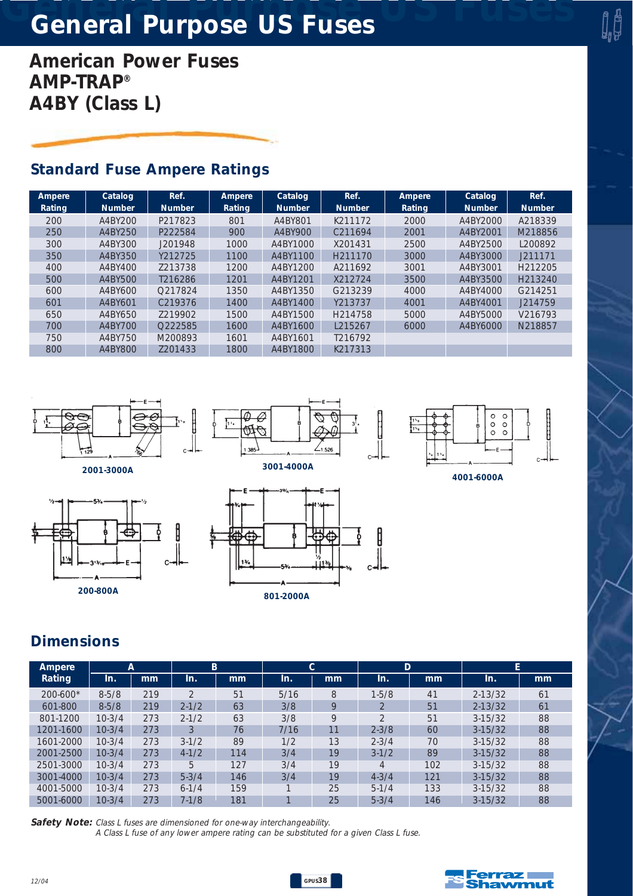# General Purpose US Fuses

## American Power Fuses
## AMP-TRAP®
## A4BY (Class L)

### Standard Fuse Ampere Ratings

| Ampere Rating | Catalog Number | Ref. Number | Ampere Rating | Catalog Number | Ref. Number | Ampere Rating | Catalog Number | Ref. Number |
|---|---|---|---|---|---|---|---|---|
| 200 | A4BY200 | P217823 | 801 | A4BY801 | K211172 | 2000 | A4BY2000 | A218339 |
| 250 | A4BY250 | P222584 | 900 | A4BY900 | C211694 | 2001 | A4BY2001 | M218856 |
| 300 | A4BY300 | J201948 | 1000 | A4BY1000 | X201431 | 2500 | A4BY2500 | L200892 |
| 350 | A4BY350 | Y212725 | 1100 | A4BY1100 | H211170 | 3000 | A4BY3000 | J211171 |
| 400 | A4BY400 | Z213738 | 1200 | A4BY1200 | A211692 | 3001 | A4BY3001 | H212205 |
| 500 | A4BY500 | T216286 | 1201 | A4BY1201 | X212724 | 3500 | A4BY3500 | H213240 |
| 600 | A4BY600 | Q217824 | 1350 | A4BY1350 | G213239 | 4000 | A4BY4000 | G214251 |
| 601 | A4BY601 | C219376 | 1400 | A4BY1400 | Y213737 | 4001 | A4BY4001 | J214759 |
| 650 | A4BY650 | Z219902 | 1500 | A4BY1500 | H214758 | 5000 | A4BY5000 | V216793 |
| 700 | A4BY700 | Q222585 | 1600 | A4BY1600 | L215267 | 6000 | A4BY6000 | N218857 |
| 750 | A4BY750 | M200893 | 1601 | A4BY1601 | T216792 | | | |
| 800 | A4BY800 | Z201433 | 1800 | A4BY1800 | K217313 | | | |

2001-3000A

3001-4000A

4001-6000A

200-800A

801-2000A

### Dimensions

| Ampere Rating | A | | B | | C | | D | | E | |
|---|---|---|---|---|---|---|---|---|---|---|
| | In. | mm | In. | mm | In. | mm | In. | mm | In. | mm |
| 200-600* | 8-5/8 | 219 | 2 | 51 | 5/16 | 8 | 1-5/8 | 41 | 2-13/32 | 61 |
| 601-800 | 8-5/8 | 219 | 2-1/2 | 63 | 3/8 | 9 | 2 | 51 | 2-13/32 | 61 |
| 801-1200 | 10-3/4 | 273 | 2-1/2 | 63 | 3/8 | 9 | 2 | 51 | 3-15/32 | 88 |
| 1201-1600 | 10-3/4 | 273 | 3 | 76 | 7/16 | 11 | 2-3/8 | 60 | 3-15/32 | 88 |
| 1601-2000 | 10-3/4 | 273 | 3-1/2 | 89 | 1/2 | 13 | 2-3/4 | 70 | 3-15/32 | 88 |
| 2001-2500 | 10-3/4 | 273 | 4-1/2 | 114 | 3/4 | 19 | 3-1/2 | 89 | 3-15/32 | 88 |
| 2501-3000 | 10-3/4 | 273 | 5 | 127 | 3/4 | 19 | 4 | 102 | 3-15/32 | 88 |
| 3001-4000 | 10-3/4 | 273 | 5-3/4 | 146 | 3/4 | 19 | 4-3/4 | 121 | 3-15/32 | 88 |
| 4001-5000 | 10-3/4 | 273 | 6-1/4 | 159 | 1 | 25 | 5-1/4 | 133 | 3-15/32 | 88 |
| 5001-6000 | 10-3/4 | 273 | 7-1/8 | 181 | 1 | 25 | 5-3/4 | 146 | 3-15/32 | 88 |

**Safety Note:** *Class L fuses are dimensioned for one-way interchangeability. A Class L fuse of any lower ampere rating can be substituted for a given Class L fuse.*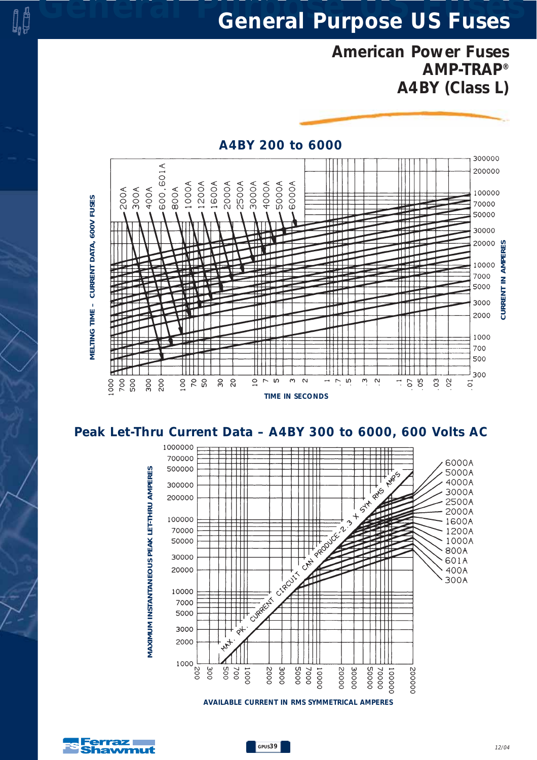# General Purpose US Fuses

## American Power Fuses
## AMP-TRAP®
## A4BY (Class L)

### A4BY 200 to 6000

200A
300A
400A
600, 601A
800A
1000A
1200A
1600A
2000A
2500A
3000A
4000A
5000A
6000A

MELTING TIME – CURRENT DATA, 600V FUSES

CURRENT IN AMPERES

300000
200000
100000
70000
50000
30000
20000
10000
7000
5000
3000
2000
1000
700
500
300

TIME IN SECONDS

1000 700 500 300 200 100 70 50 30 20 10 7 5 3 2 1 .7 .5 .3 .2 .1 .07 .05 .03 .02 .01

### Peak Let-Thru Current Data – A4BY 300 to 6000, 600 Volts AC

MAXIMUM INSTANTANEOUS PEAK LET-THRU AMPERES

1000000
700000
500000
300000
200000
100000
70000
50000
30000
20000
10000
7000
5000
3000
2000
1000

MAX. PK. CURRENT CIRCUIT CAN PRODUCE-2.3 X SYM RMS AMPS

6000A
5000A
4000A
3000A
2500A
2000A
1600A
1200A
1000A
800A
601A
400A
300A

AVAILABLE CURRENT IN RMS SYMMETRICAL AMPERES

200 300 500 700 1000 2000 3000 5000 7000 10000 20000 30000 50000 70000 100000 200000

Ferraz Shawmut

12/04